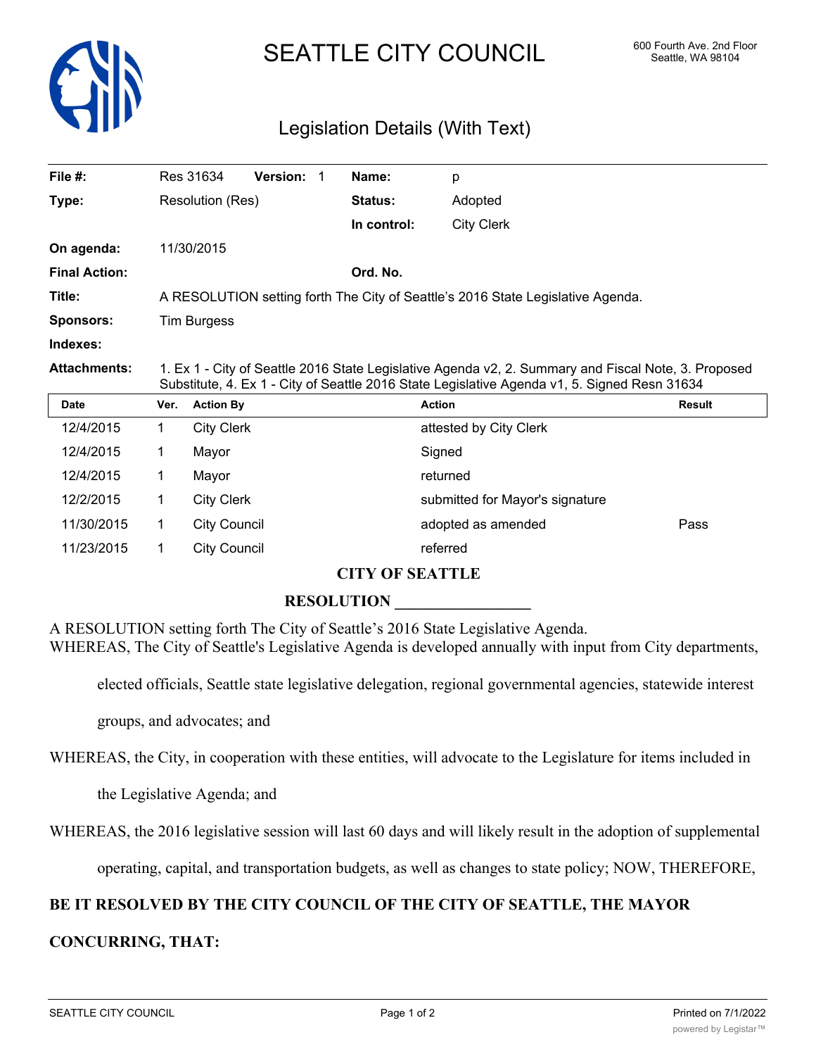# SEATTLE CITY COUNCIL

600 Fourth Ave. 2nd Floor
Seattle, WA 98104

## Legislation Details (With Text)

| | | | |
|---|---|---|---|
| **File #:** | Res 31634 **Version:** 1 | **Name:** | p |
| **Type:** | Resolution (Res) | **Status:** | Adopted |
| | | **In control:** | City Clerk |
| **On agenda:** | 11/30/2015 | | |
| **Final Action:** | | **Ord. No.** | |
| **Title:** | A RESOLUTION setting forth The City of Seattle's 2016 State Legislative Agenda. | | |
| **Sponsors:** | Tim Burgess | | |
| **Indexes:** | | | |
| **Attachments:** | 1. Ex 1 - City of Seattle 2016 State Legislative Agenda v2, 2. Summary and Fiscal Note, 3. Proposed Substitute, 4. Ex 1 - City of Seattle 2016 State Legislative Agenda v1, 5. Signed Resn 31634 | | |

| Date | Ver. | Action By | Action | Result |
|---|---|---|---|---|
| 12/4/2015 | 1 | City Clerk | attested by City Clerk | |
| 12/4/2015 | 1 | Mayor | Signed | |
| 12/4/2015 | 1 | Mayor | returned | |
| 12/2/2015 | 1 | City Clerk | submitted for Mayor's signature | |
| 11/30/2015 | 1 | City Council | adopted as amended | Pass |
| 11/23/2015 | 1 | City Council | referred | |

**CITY OF SEATTLE**

**RESOLUTION \_\_\_\_\_\_\_\_\_\_\_\_\_\_\_\_\_**

A RESOLUTION setting forth The City of Seattle's 2016 State Legislative Agenda.

WHEREAS, The City of Seattle's Legislative Agenda is developed annually with input from City departments, elected officials, Seattle state legislative delegation, regional governmental agencies, statewide interest groups, and advocates; and

WHEREAS, the City, in cooperation with these entities, will advocate to the Legislature for items included in the Legislative Agenda; and

WHEREAS, the 2016 legislative session will last 60 days and will likely result in the adoption of supplemental operating, capital, and transportation budgets, as well as changes to state policy; NOW, THEREFORE,

**BE IT RESOLVED BY THE CITY COUNCIL OF THE CITY OF SEATTLE, THE MAYOR CONCURRING, THAT:**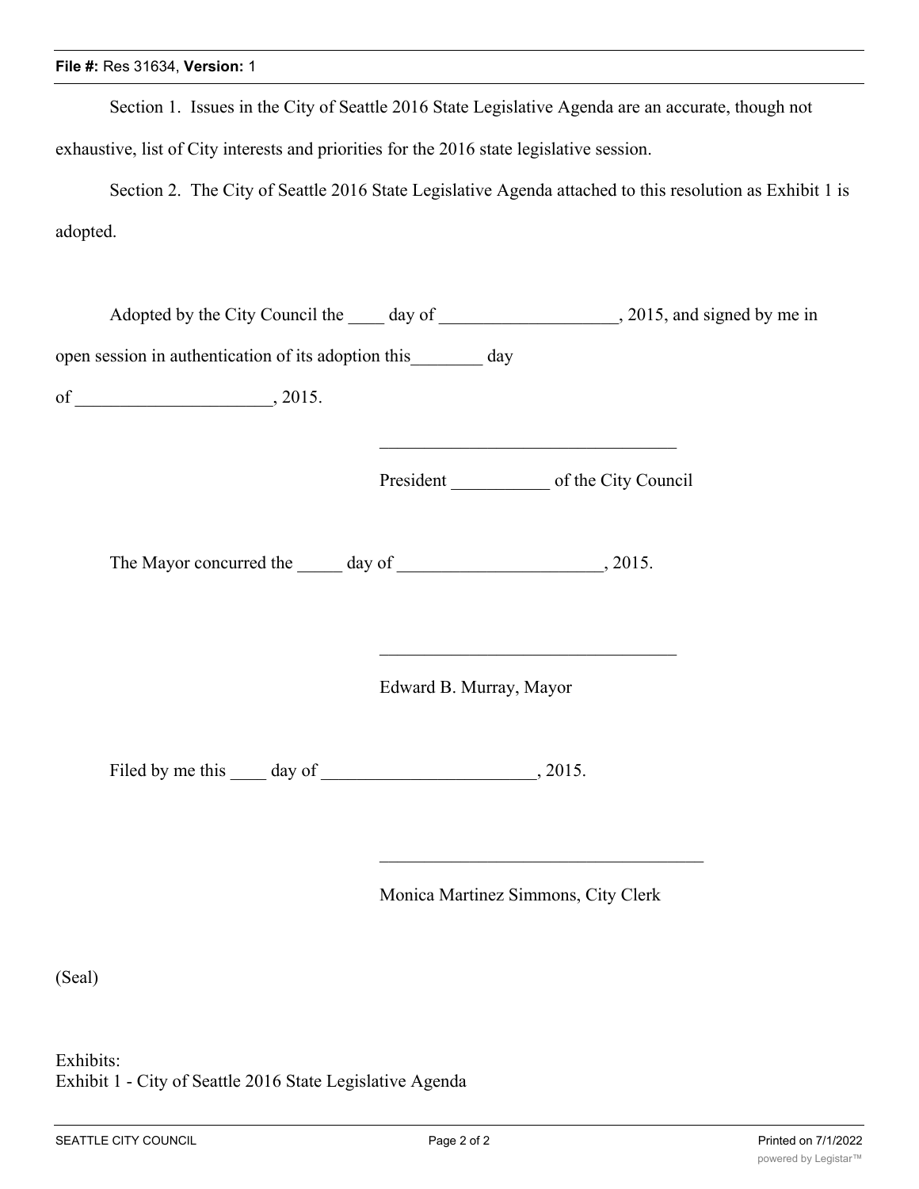Section 1. Issues in the City of Seattle 2016 State Legislative Agenda are an accurate, though not exhaustive, list of City interests and priorities for the 2016 state legislative session.

Section 2. The City of Seattle 2016 State Legislative Agenda attached to this resolution as Exhibit 1 is adopted.

Adopted by the City Council the ____ day of ____________________, 2015, and signed by me in open session in authentication of its adoption this________ day of ______________________, 2015.

_________________________________

President ___________ of the City Council

The Mayor concurred the _____ day of _______________________, 2015.

_________________________________

Edward B. Murray, Mayor

Filed by me this ____ day of ________________________, 2015.

____________________________________

Monica Martinez Simmons, City Clerk

(Seal)

Exhibits:
Exhibit 1 - City of Seattle 2016 State Legislative Agenda